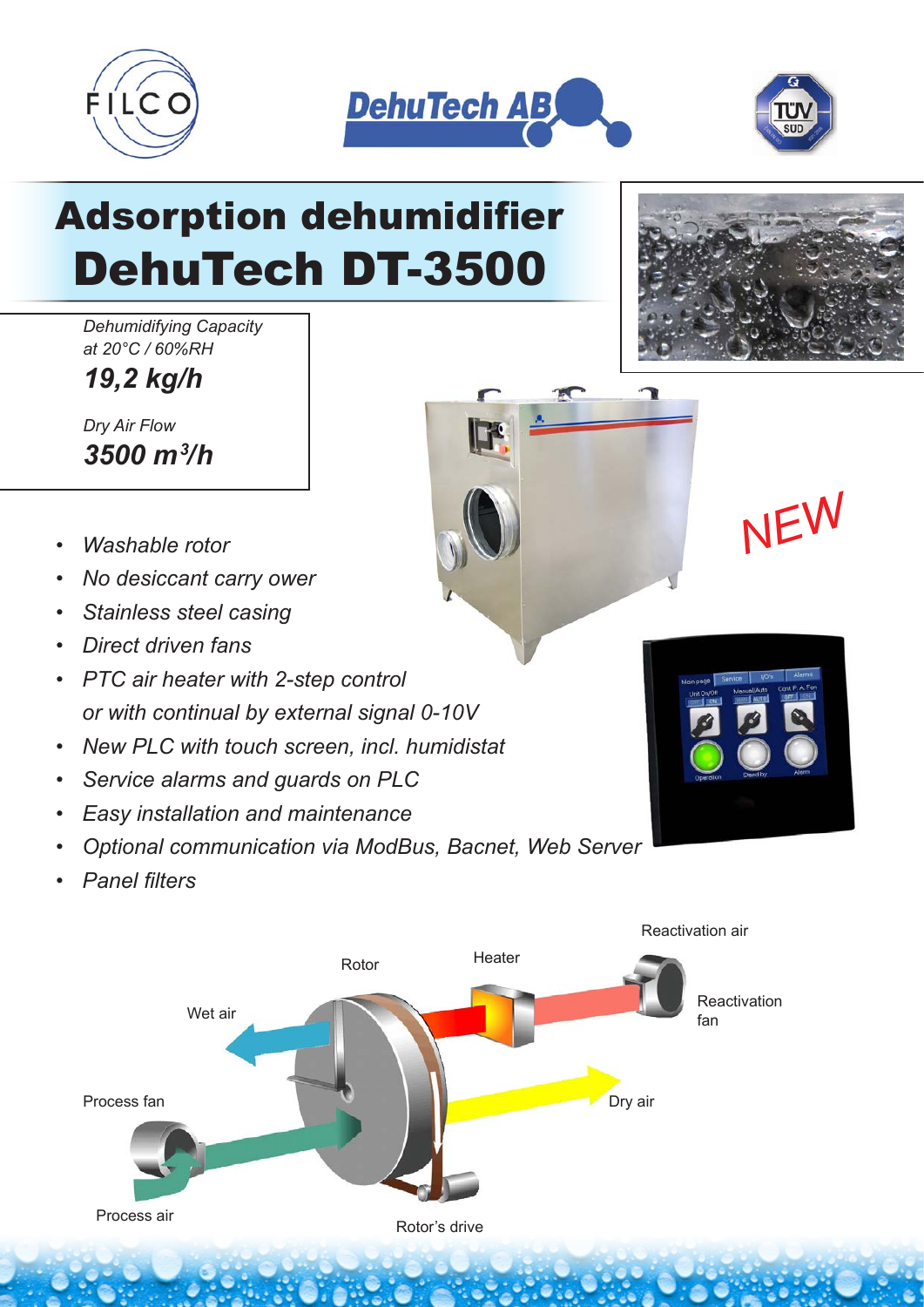# Adsorption dehumidifier
# DehuTech DT-3500

*Dehumidifying Capacity at 20°C / 60%RH*

***19,2 kg/h***

*Dry Air Flow*

***3500 m³/h***

NEW

- *Washable rotor*
- *No desiccant carry ower*
- *Stainless steel casing*
- *Direct driven fans*
- *PTC air heater with 2-step control or with continual by external signal 0-10V*
- *New PLC with touch screen, incl. humidistat*
- *Service alarms and guards on PLC*
- *Easy installation and maintenance*
- *Optional communication via ModBus, Bacnet, Web Server*
- *Panel filters*

Reactivation air

Rotor

Heater

Wet air

Reactivation fan

Process fan

Dry air

Process air

Rotor's drive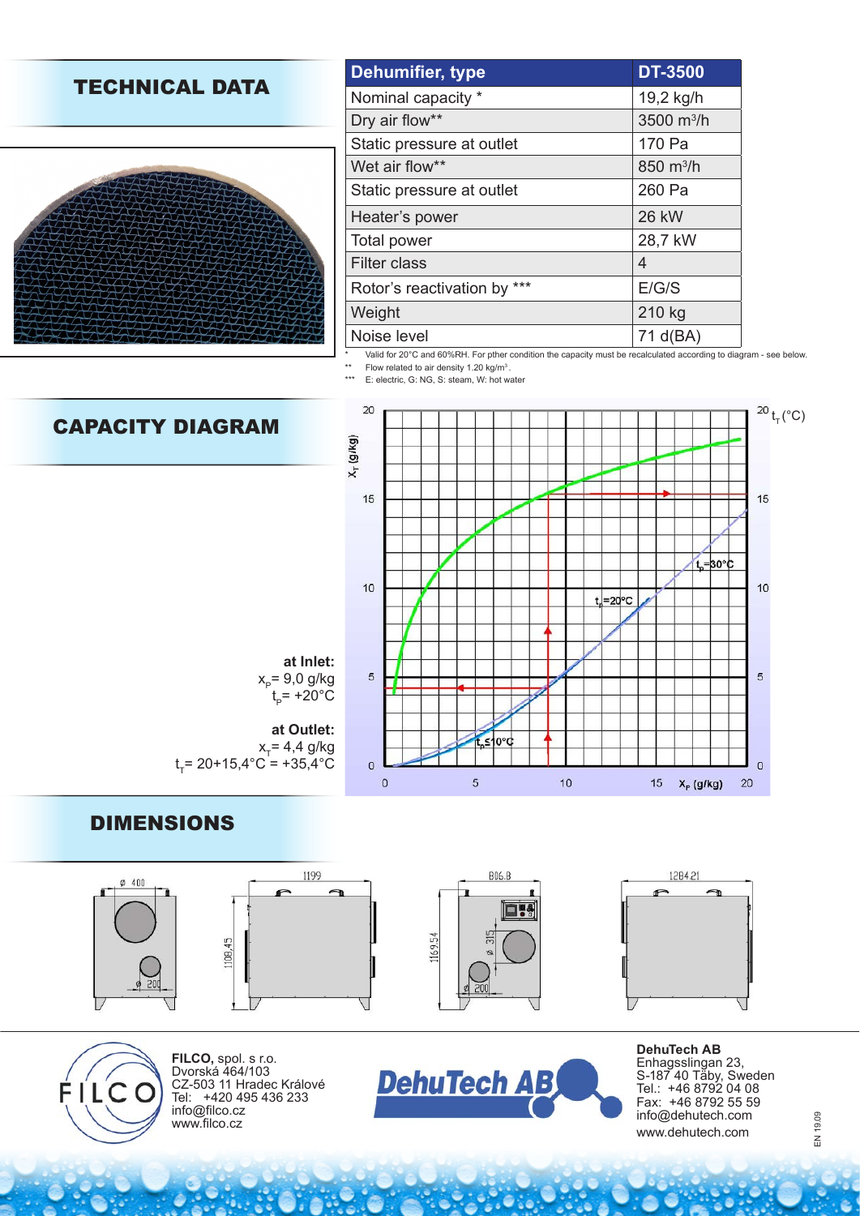## TECHNICAL DATA

| Dehumifier, type | DT-3500 |
|---|---|
| Nominal capacity * | 19,2 kg/h |
| Dry air flow** | 3500 m³/h |
| Static pressure at outlet | 170 Pa |
| Wet air flow** | 850 m³/h |
| Static pressure at outlet | 260 Pa |
| Heater's power | 26 kW |
| Total power | 28,7 kW |
| Filter class | 4 |
| Rotor's reactivation by *** | E/G/S |
| Weight | 210 kg |
| Noise level | 71 d(BA) |

\* Valid for 20°C and 60%RH. For pther condition the capacity must be recalculated according to diagram - see below.

\** Flow related to air density 1.20 kg/m³.

\*** E: electric, G: NG, S: steam, W: hot water

## CAPACITY DIAGRAM

**at Inlet:**
$x_P$= 9,0 g/kg
$t_P$= +20°C

**at Outlet:**
$x_T$= 4,4 g/kg
$t_T$= 20+15,4°C = +35,4°C

$x_T$ (g/kg)
$t_T$ (°C)
$x_P$ (g/kg)
$t_P$=30°C
$t_P$=20°C
$t_P$≤10°C
0
5
10
15
20

## DIMENSIONS

ø 400
ø 200
1199
1108,45
806,8
1169,54
ø 315
ø 200
1284,21

**FILCO,** spol. s r.o.
Dvorská 464/103
CZ-503 11 Hradec Králové
Tel: +420 495 436 233
info@filco.cz
www.filco.cz

**DehuTech AB**
Enhagsslingan 23,
S-187 40 Täby, Sweden
Tel.: +46 8792 04 08
Fax: +46 8792 55 59
info@dehutech.com
www.dehutech.com

EN 19.09